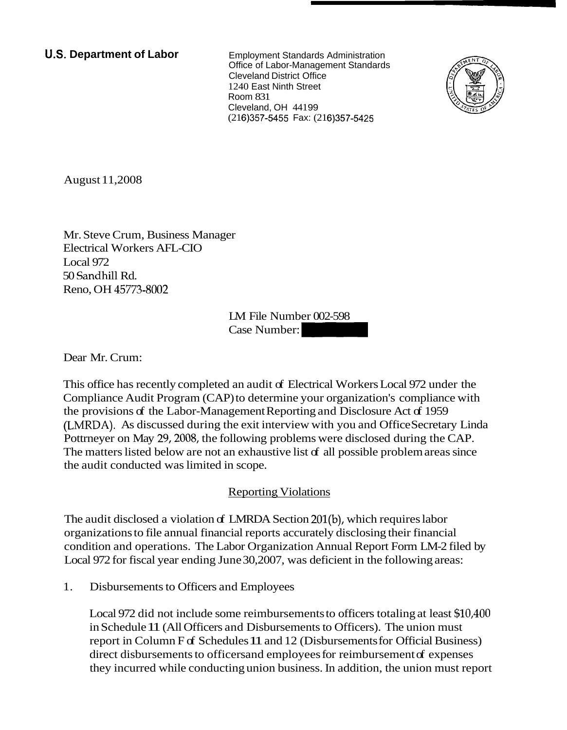**U.S. Department of Labor**

Employment Standards Administration
Office of Labor-Management Standards
Cleveland District Office
1240 East Ninth Street
Room 831
Cleveland, OH 44199
(216)357-5455 Fax: (216)357-5425

August 11,2008

Mr. Steve Crum, Business Manager
Electrical Workers AFL-CIO
Local 972
50 Sandhill Rd.
Reno, OH 45773-8002

LM File Number 002-598
Case Number:

Dear Mr. Crum:

This office has recently completed an audit of Electrical Workers Local 972 under the Compliance Audit Program (CAP) to determine your organization's compliance with the provisions of the Labor-Management Reporting and Disclosure Act of 1959 (LMRDA). As discussed during the exit interview with you and Office Secretary Linda Pottrneyer on May 29, 2008, the following problems were disclosed during the CAP. The matters listed below are not an exhaustive list of all possible problem areas since the audit conducted was limited in scope.

## Reporting Violations

The audit disclosed a violation of LMRDA Section 201(b), which requires labor organizations to file annual financial reports accurately disclosing their financial condition and operations. The Labor Organization Annual Report Form LM-2 filed by Local 972 for fiscal year ending June 30,2007, was deficient in the following areas:

1. Disbursements to Officers and Employees

   Local 972 did not include some reimbursements to officers totaling at least $10,400 in Schedule 11 (All Officers and Disbursements to Officers). The union must report in Column F of Schedules 11 and 12 (Disbursements for Official Business) direct disbursements to officers and employees for reimbursement of expenses they incurred while conducting union business. In addition, the union must report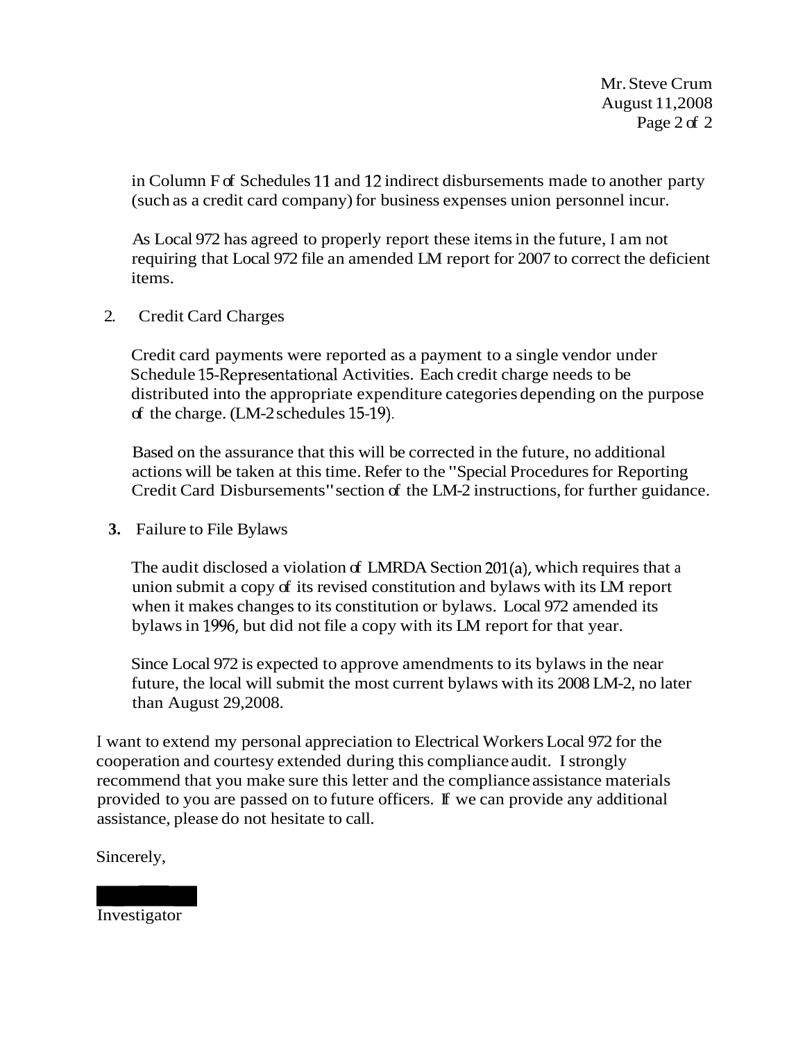in Column F of Schedules 11 and 12 indirect disbursements made to another party (such as a credit card company) for business expenses union personnel incur.

As Local 972 has agreed to properly report these items in the future, I am not requiring that Local 972 file an amended LM report for 2007 to correct the deficient items.

2. Credit Card Charges

Credit card payments were reported as a payment to a single vendor under Schedule 15-Representational Activities. Each credit charge needs to be distributed into the appropriate expenditure categories depending on the purpose of the charge. (LM-2 schedules 15-19).

Based on the assurance that this will be corrected in the future, no additional actions will be taken at this time. Refer to the "Special Procedures for Reporting Credit Card Disbursements" section of the LM-2 instructions, for further guidance.

**3.** Failure to File Bylaws

The audit disclosed a violation of LMRDA Section 201(a), which requires that a union submit a copy of its revised constitution and bylaws with its LM report when it makes changes to its constitution or bylaws. Local 972 amended its bylaws in 1996, but did not file a copy with its LM report for that year.

Since Local 972 is expected to approve amendments to its bylaws in the near future, the local will submit the most current bylaws with its 2008 LM-2, no later than August 29,2008.

I want to extend my personal appreciation to Electrical Workers Local 972 for the cooperation and courtesy extended during this compliance audit. I strongly recommend that you make sure this letter and the compliance assistance materials provided to you are passed on to future officers. If we can provide any additional assistance, please do not hesitate to call.

Sincerely,

Investigator